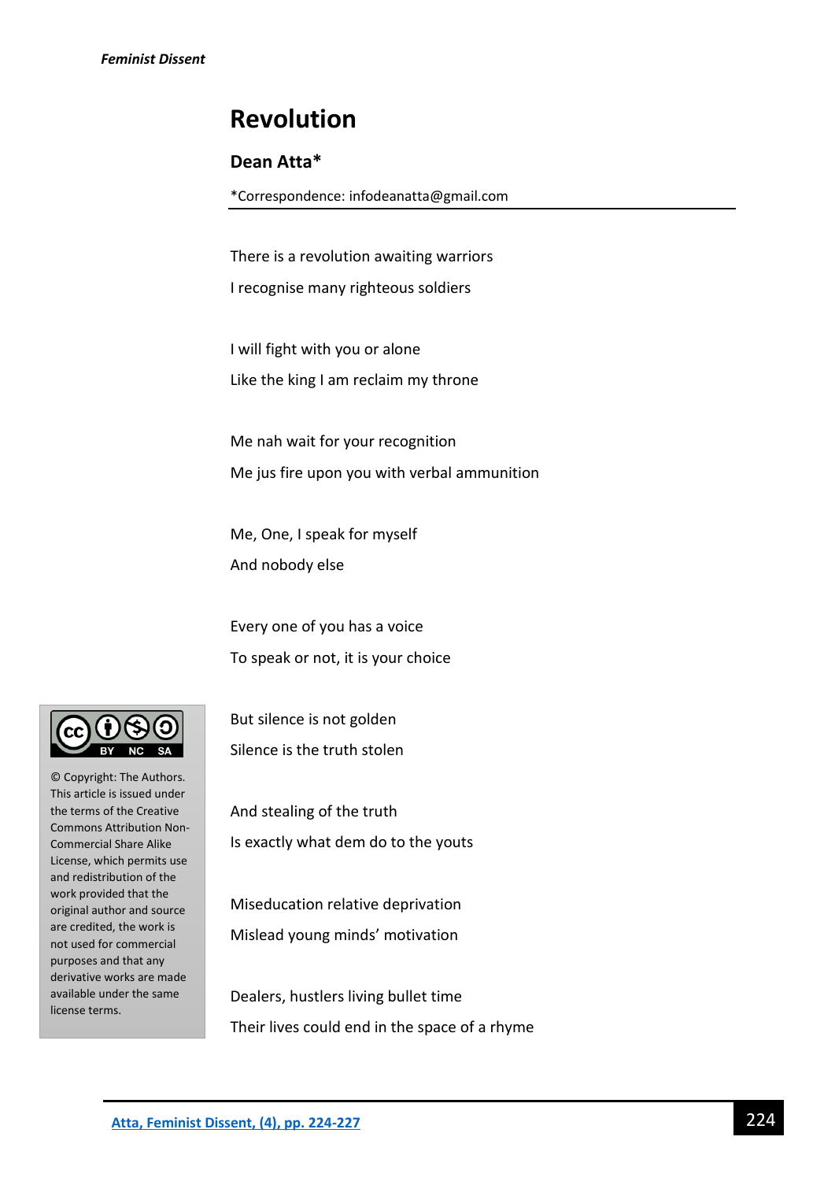# Revolution

**Dean Atta***

*Correspondence: infodeanatta@gmail.com

There is a revolution awaiting warriors

I recognise many righteous soldiers

I will fight with you or alone

Like the king I am reclaim my throne

Me nah wait for your recognition

Me jus fire upon you with verbal ammunition

Me, One, I speak for myself

And nobody else

Every one of you has a voice

To speak or not, it is your choice

But silence is not golden

Silence is the truth stolen

And stealing of the truth

Is exactly what dem do to the youts

Miseducation relative deprivation

Mislead young minds' motivation

Dealers, hustlers living bullet time

Their lives could end in the space of a rhyme

© Copyright: The Authors. This article is issued under the terms of the Creative Commons Attribution Non-Commercial Share Alike License, which permits use and redistribution of the work provided that the original author and source are credited, the work is not used for commercial purposes and that any derivative works are made available under the same license terms.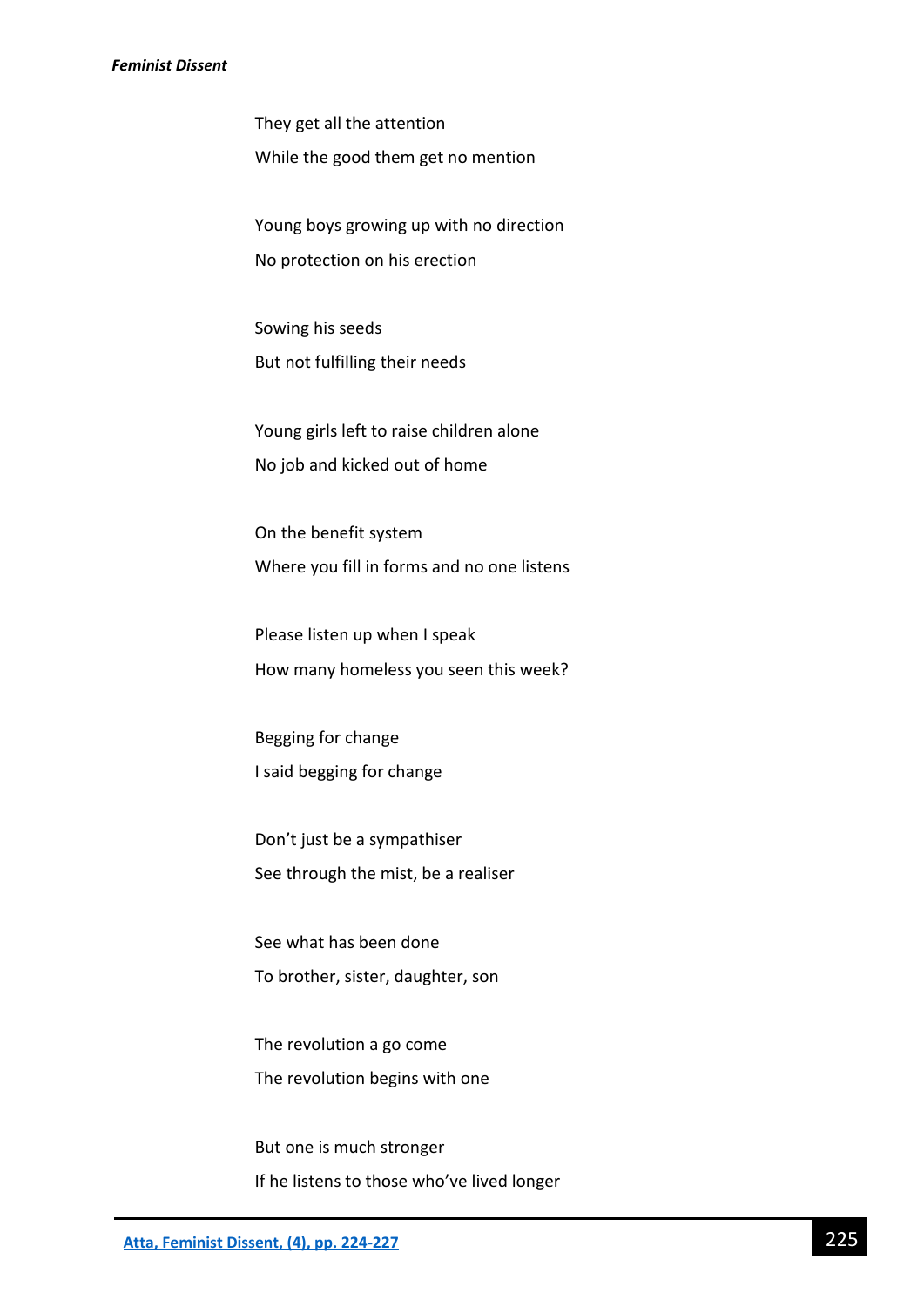They get all the attention

While the good them get no mention

Young boys growing up with no direction

No protection on his erection

Sowing his seeds

But not fulfilling their needs

Young girls left to raise children alone

No job and kicked out of home

On the benefit system

Where you fill in forms and no one listens

Please listen up when I speak

How many homeless you seen this week?

Begging for change

I said begging for change

Don't just be a sympathiser

See through the mist, be a realiser

See what has been done

To brother, sister, daughter, son

The revolution a go come

The revolution begins with one

But one is much stronger

If he listens to those who've lived longer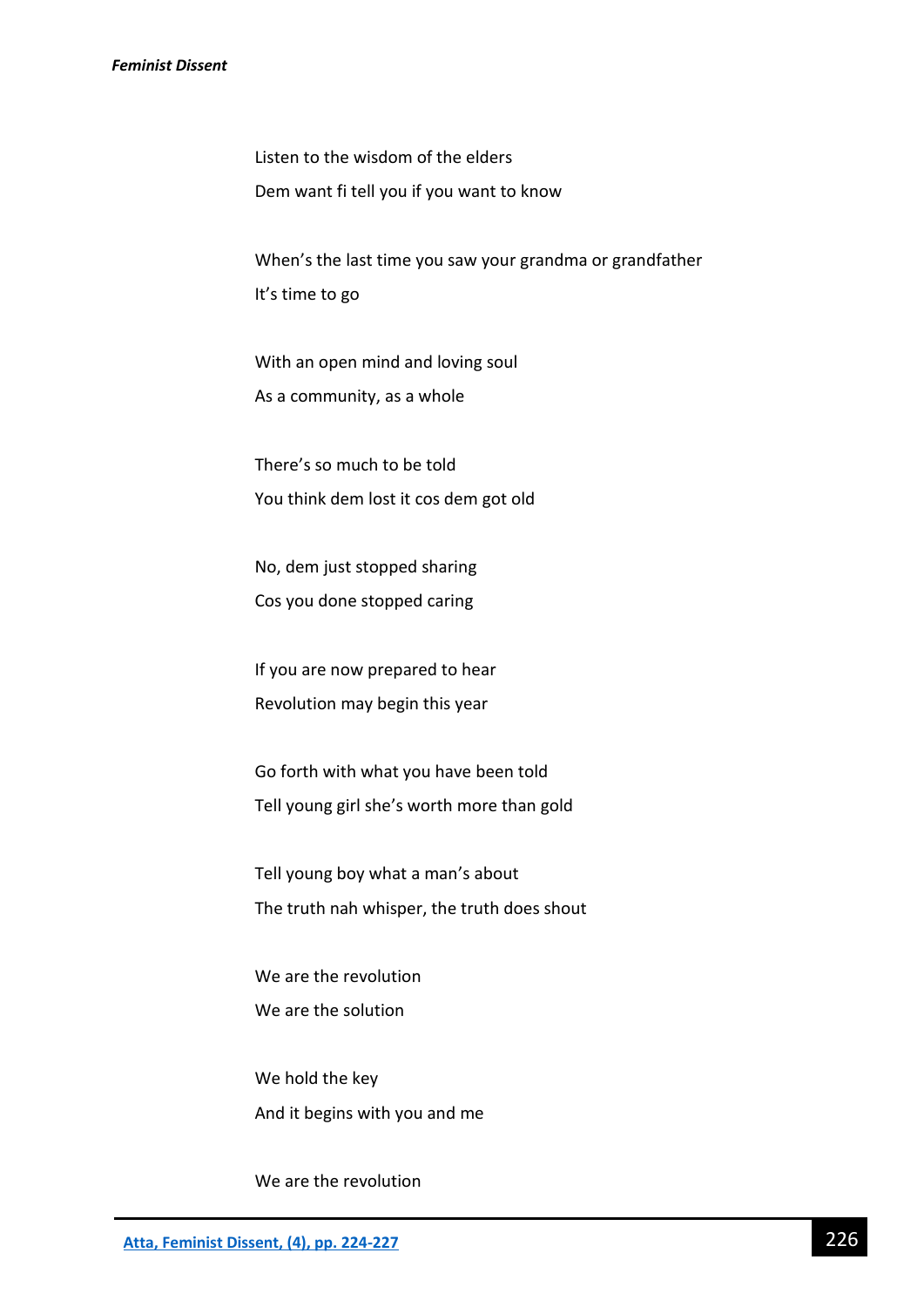Listen to the wisdom of the elders
Dem want fi tell you if you want to know

When's the last time you saw your grandma or grandfather
It's time to go

With an open mind and loving soul
As a community, as a whole

There's so much to be told
You think dem lost it cos dem got old

No, dem just stopped sharing
Cos you done stopped caring

If you are now prepared to hear
Revolution may begin this year

Go forth with what you have been told
Tell young girl she's worth more than gold

Tell young boy what a man's about
The truth nah whisper, the truth does shout

We are the revolution
We are the solution

We hold the key
And it begins with you and me

We are the revolution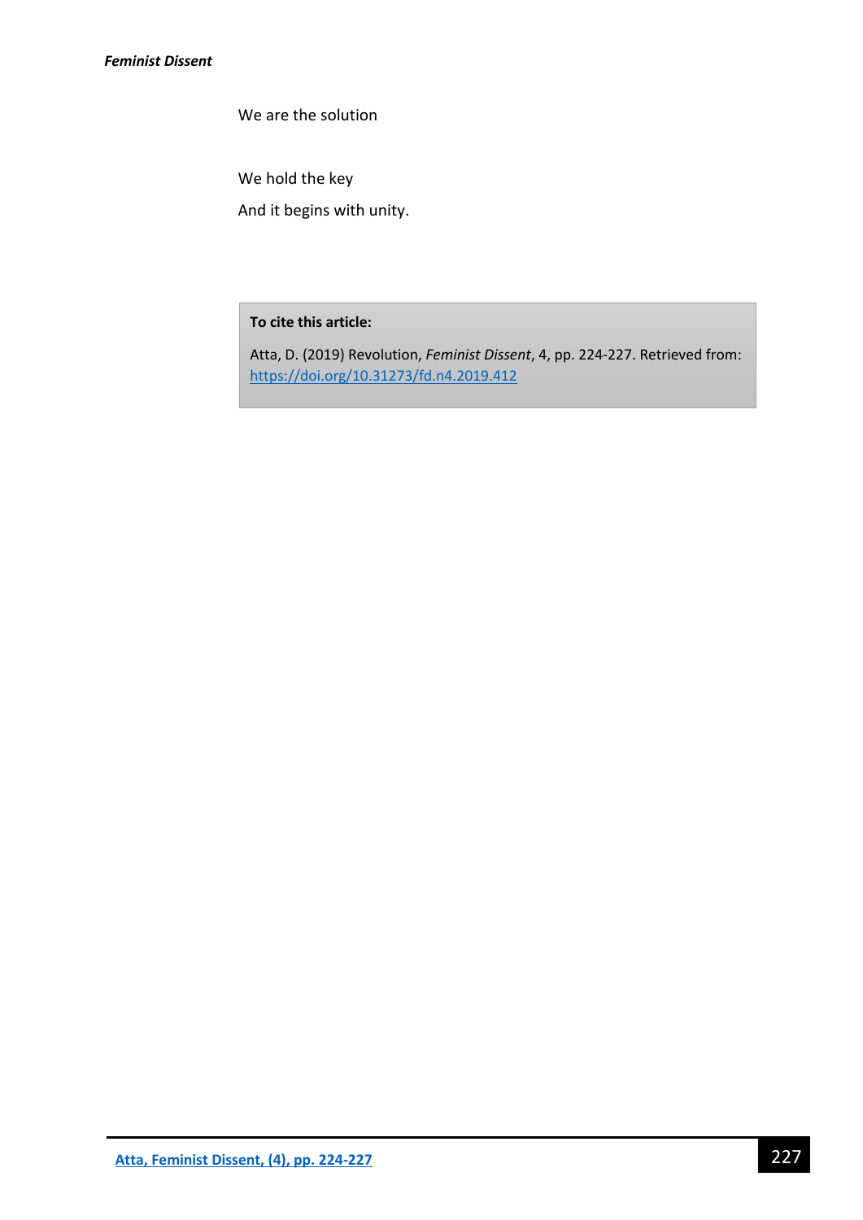We are the solution

We hold the key

And it begins with unity.

**To cite this article:**

Atta, D. (2019) Revolution, *Feminist Dissent*, 4, pp. 224-227. Retrieved from: https://doi.org/10.31273/fd.n4.2019.412